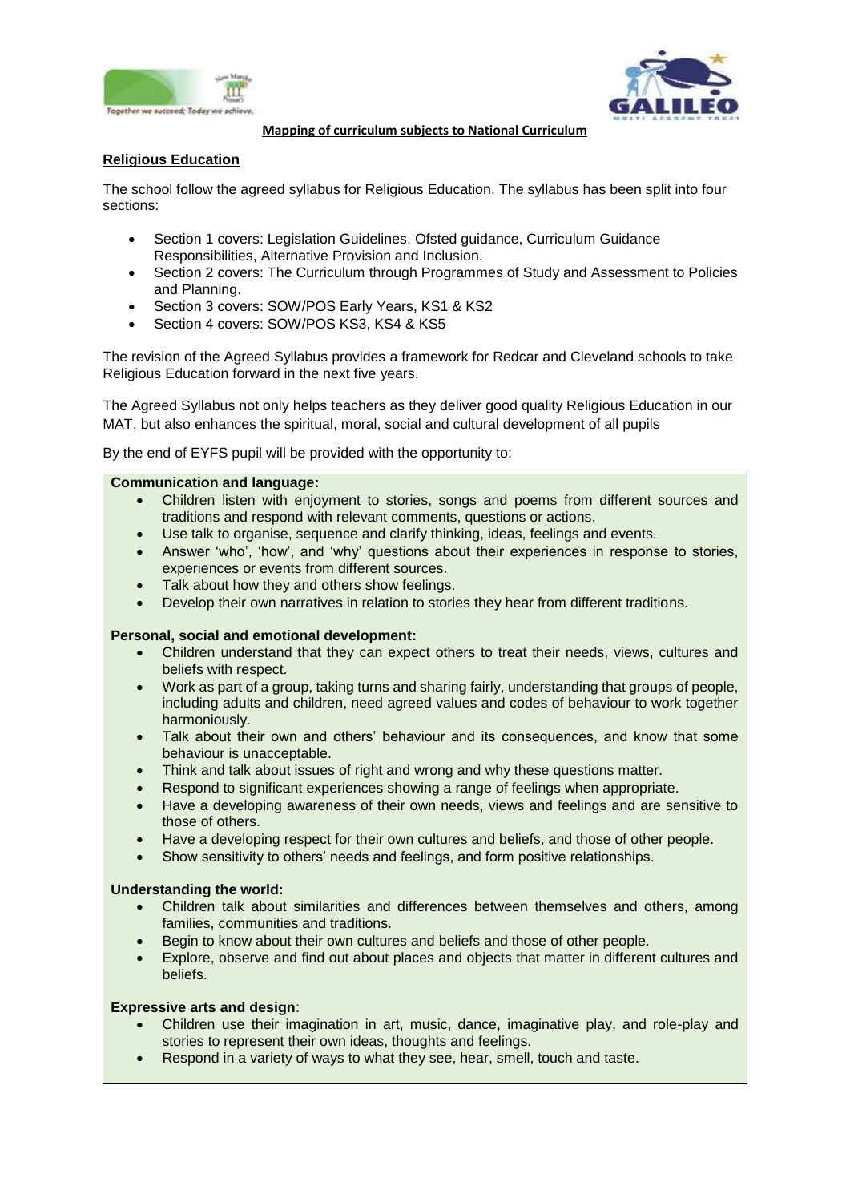**Mapping of curriculum subjects to National Curriculum**

## Religious Education

The school follow the agreed syllabus for Religious Education. The syllabus has been split into four sections:

- Section 1 covers: Legislation Guidelines, Ofsted guidance, Curriculum Guidance Responsibilities, Alternative Provision and Inclusion.
- Section 2 covers: The Curriculum through Programmes of Study and Assessment to Policies and Planning.
- Section 3 covers: SOW/POS Early Years, KS1 & KS2
- Section 4 covers: SOW/POS KS3, KS4 & KS5

The revision of the Agreed Syllabus provides a framework for Redcar and Cleveland schools to take Religious Education forward in the next five years.

The Agreed Syllabus not only helps teachers as they deliver good quality Religious Education in our MAT, but also enhances the spiritual, moral, social and cultural development of all pupils

By the end of EYFS pupil will be provided with the opportunity to:

**Communication and language:**

- Children listen with enjoyment to stories, songs and poems from different sources and traditions and respond with relevant comments, questions or actions.
- Use talk to organise, sequence and clarify thinking, ideas, feelings and events.
- Answer 'who', 'how', and 'why' questions about their experiences in response to stories, experiences or events from different sources.
- Talk about how they and others show feelings.
- Develop their own narratives in relation to stories they hear from different traditions.

**Personal, social and emotional development:**

- Children understand that they can expect others to treat their needs, views, cultures and beliefs with respect.
- Work as part of a group, taking turns and sharing fairly, understanding that groups of people, including adults and children, need agreed values and codes of behaviour to work together harmoniously.
- Talk about their own and others' behaviour and its consequences, and know that some behaviour is unacceptable.
- Think and talk about issues of right and wrong and why these questions matter.
- Respond to significant experiences showing a range of feelings when appropriate.
- Have a developing awareness of their own needs, views and feelings and are sensitive to those of others.
- Have a developing respect for their own cultures and beliefs, and those of other people.
- Show sensitivity to others' needs and feelings, and form positive relationships.

**Understanding the world:**

- Children talk about similarities and differences between themselves and others, among families, communities and traditions.
- Begin to know about their own cultures and beliefs and those of other people.
- Explore, observe and find out about places and objects that matter in different cultures and beliefs.

**Expressive arts and design**:

- Children use their imagination in art, music, dance, imaginative play, and role-play and stories to represent their own ideas, thoughts and feelings.
- Respond in a variety of ways to what they see, hear, smell, touch and taste.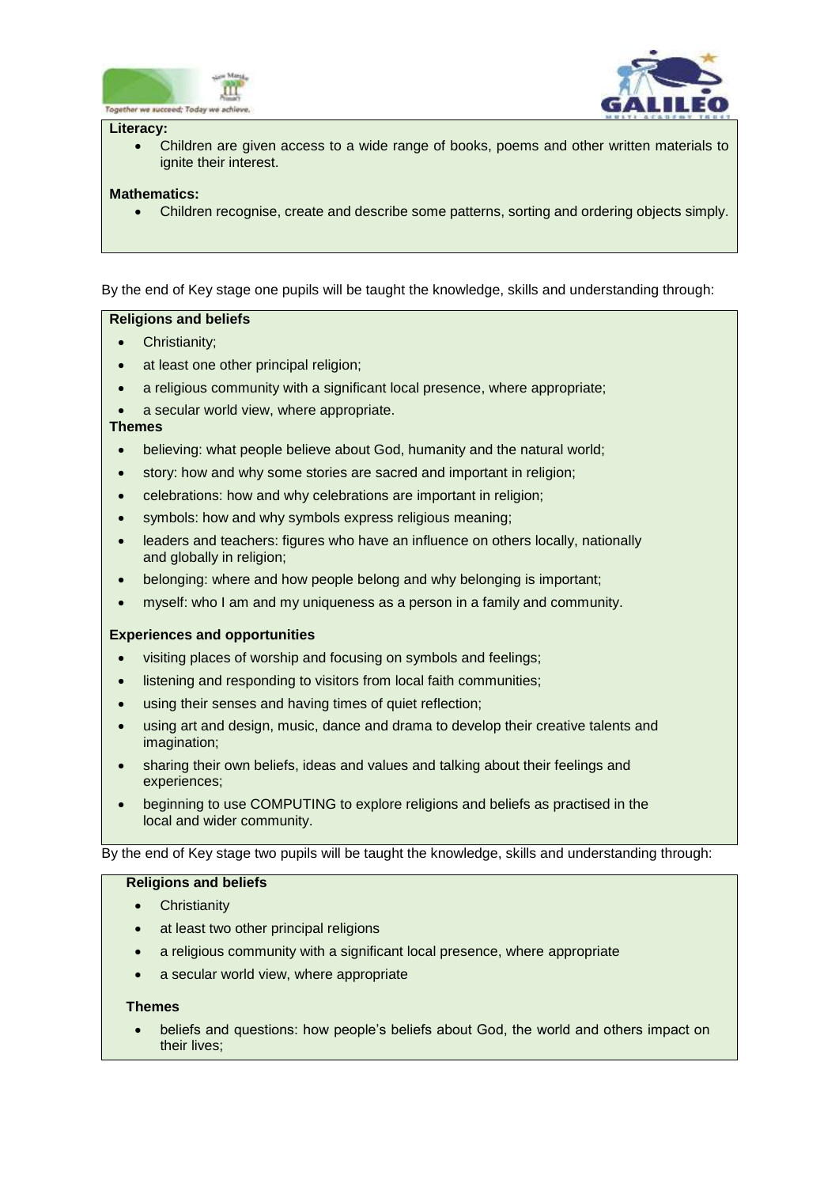**Literacy:**

- Children are given access to a wide range of books, poems and other written materials to ignite their interest.

**Mathematics:**

- Children recognise, create and describe some patterns, sorting and ordering objects simply.

By the end of Key stage one pupils will be taught the knowledge, skills and understanding through:

**Religions and beliefs**

- Christianity;
- at least one other principal religion;
- a religious community with a significant local presence, where appropriate;
- a secular world view, where appropriate.

**Themes**

- believing: what people believe about God, humanity and the natural world;
- story: how and why some stories are sacred and important in religion;
- celebrations: how and why celebrations are important in religion;
- symbols: how and why symbols express religious meaning;
- leaders and teachers: figures who have an influence on others locally, nationally and globally in religion;
- belonging: where and how people belong and why belonging is important;
- myself: who I am and my uniqueness as a person in a family and community.

**Experiences and opportunities**

- visiting places of worship and focusing on symbols and feelings;
- listening and responding to visitors from local faith communities;
- using their senses and having times of quiet reflection;
- using art and design, music, dance and drama to develop their creative talents and imagination;
- sharing their own beliefs, ideas and values and talking about their feelings and experiences;
- beginning to use COMPUTING to explore religions and beliefs as practised in the local and wider community.

By the end of Key stage two pupils will be taught the knowledge, skills and understanding through:

**Religions and beliefs**

- Christianity
- at least two other principal religions
- a religious community with a significant local presence, where appropriate
- a secular world view, where appropriate

**Themes**

- beliefs and questions: how people's beliefs about God, the world and others impact on their lives;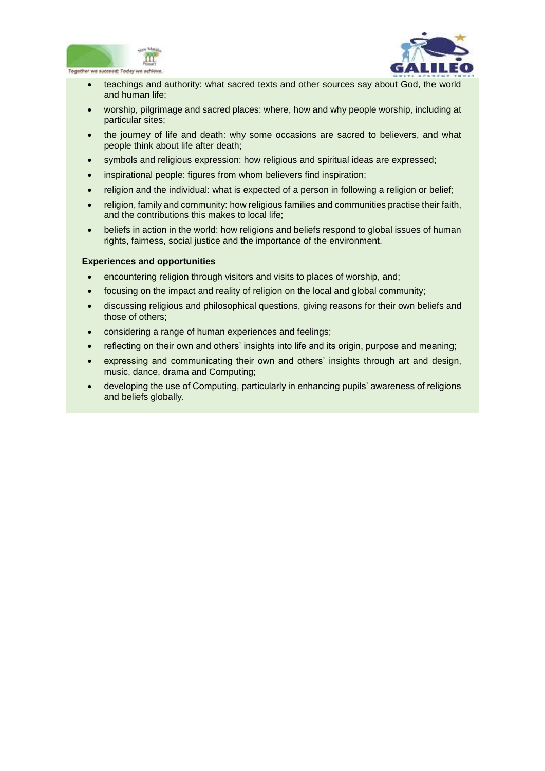- teachings and authority: what sacred texts and other sources say about God, the world and human life;
- worship, pilgrimage and sacred places: where, how and why people worship, including at particular sites;
- the journey of life and death: why some occasions are sacred to believers, and what people think about life after death;
- symbols and religious expression: how religious and spiritual ideas are expressed;
- inspirational people: figures from whom believers find inspiration;
- religion and the individual: what is expected of a person in following a religion or belief;
- religion, family and community: how religious families and communities practise their faith, and the contributions this makes to local life;
- beliefs in action in the world: how religions and beliefs respond to global issues of human rights, fairness, social justice and the importance of the environment.

**Experiences and opportunities**

- encountering religion through visitors and visits to places of worship, and;
- focusing on the impact and reality of religion on the local and global community;
- discussing religious and philosophical questions, giving reasons for their own beliefs and those of others;
- considering a range of human experiences and feelings;
- reflecting on their own and others' insights into life and its origin, purpose and meaning;
- expressing and communicating their own and others' insights through art and design, music, dance, drama and Computing;
- developing the use of Computing, particularly in enhancing pupils' awareness of religions and beliefs globally.